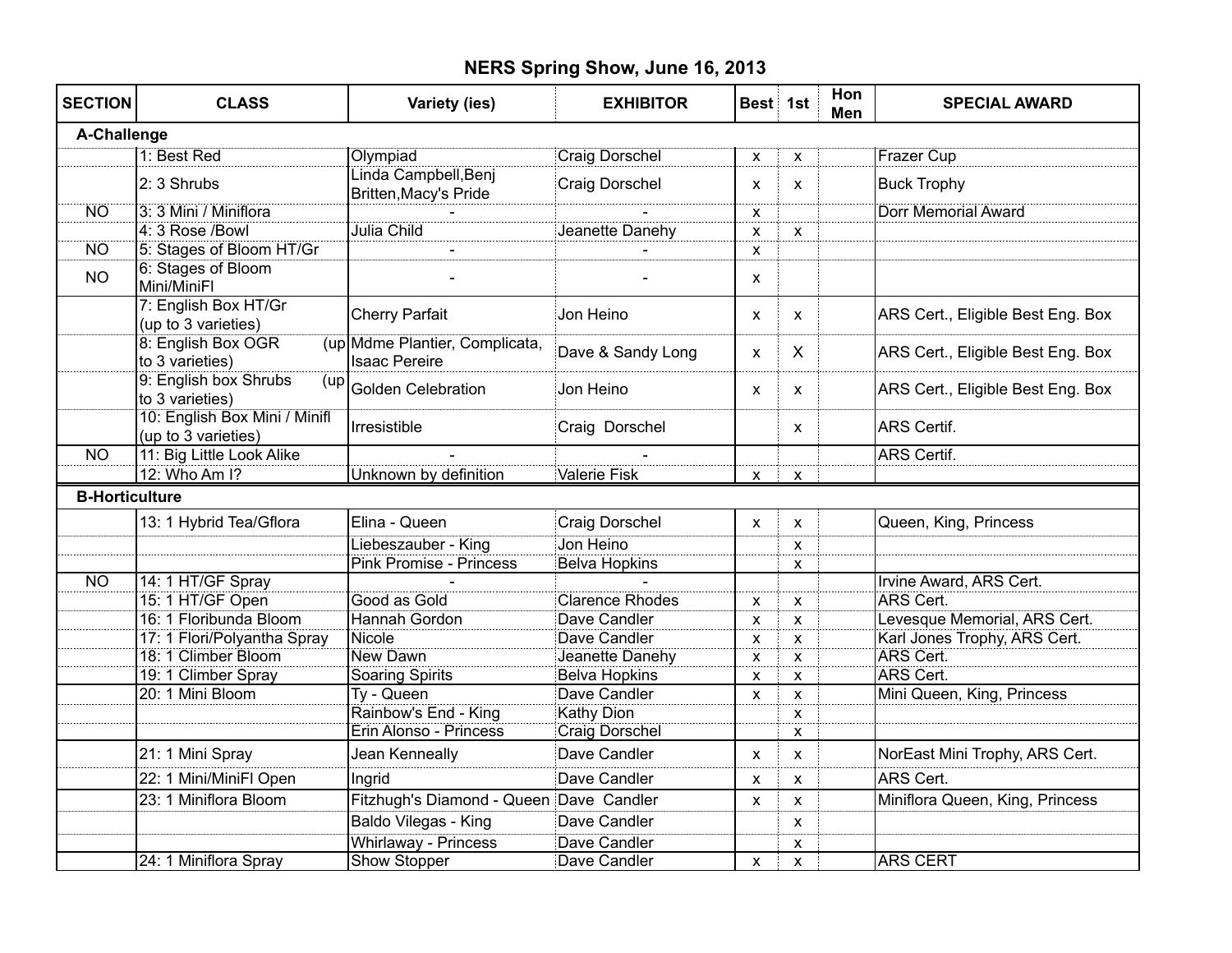# NERS Spring Show, June 16, 2013

| SECTION | CLASS | Variety (ies) | EXHIBITOR | Best | 1st | Hon Men | SPECIAL AWARD |
|---|---|---|---|---|---|---|---|
| **A-Challenge** | | | | | | | |
| | 1: Best Red | Olympiad | Craig Dorschel | x | x | | Frazer Cup |
| | 2: 3 Shrubs | Linda Campbell,Benj Britten,Macy's Pride | Craig Dorschel | x | x | | Buck Trophy |
| NO | 3: 3 Mini / Miniflora | - | - | x | | | Dorr Memorial Award |
| | 4: 3 Rose /Bowl | Julia Child | Jeanette Danehy | x | x | | |
| NO | 5: Stages of Bloom HT/Gr | - | - | x | | | |
| NO | 6: Stages of Bloom Mini/MiniFl | - | - | x | | | |
| | 7: English Box HT/Gr (up to 3 varieties) | Cherry Parfait | Jon Heino | x | x | | ARS Cert., Eligible Best Eng. Box |
| | 8: English Box OGR (up to 3 varieties) | Mdme Plantier, Complicata, Isaac Pereire | Dave & Sandy Long | x | X | | ARS Cert., Eligible Best Eng. Box |
| | 9: English box Shrubs (up to 3 varieties) | Golden Celebration | Jon Heino | x | x | | ARS Cert., Eligible Best Eng. Box |
| | 10: English Box Mini / Minifl (up to 3 varieties) | Irresistible | Craig Dorschel | | x | | ARS Certif. |
| NO | 11: Big Little Look Alike | - | - | | | | ARS Certif. |
| | 12: Who Am I? | Unknown by definition | Valerie Fisk | x | x | | |
| **B-Horticulture** | | | | | | | |
| | 13: 1 Hybrid Tea/Gflora | Elina - Queen | Craig Dorschel | x | x | | Queen, King, Princess |
| | | Liebeszauber - King | Jon Heino | | x | | |
| | | Pink Promise - Princess | Belva Hopkins | | x | | |
| NO | 14: 1 HT/GF Spray | - | - | | | | Irvine Award, ARS Cert. |
| | 15: 1 HT/GF Open | Good as Gold | Clarence Rhodes | x | x | | ARS Cert. |
| | 16: 1 Floribunda Bloom | Hannah Gordon | Dave Candler | x | x | | Levesque Memorial, ARS Cert. |
| | 17: 1 Flori/Polyantha Spray | Nicole | Dave Candler | x | x | | Karl Jones Trophy, ARS Cert. |
| | 18: 1 Climber Bloom | New Dawn | Jeanette Danehy | x | x | | ARS Cert. |
| | 19: 1 Climber Spray | Soaring Spirits | Belva Hopkins | x | x | | ARS Cert. |
| | 20: 1 Mini Bloom | Ty - Queen | Dave Candler | x | x | | Mini Queen, King, Princess |
| | | Rainbow's End - King | Kathy Dion | | x | | |
| | | Erin Alonso - Princess | Craig Dorschel | | x | | |
| | 21: 1 Mini Spray | Jean Kenneally | Dave Candler | x | x | | NorEast Mini Trophy, ARS Cert. |
| | 22: 1 Mini/MiniFl Open | Ingrid | Dave Candler | x | x | | ARS Cert. |
| | 23: 1 Miniflora Bloom | Fitzhugh's Diamond - Queen | Dave Candler | x | x | | Miniflora Queen, King, Princess |
| | | Baldo Vilegas - King | Dave Candler | | x | | |
| | | Whirlaway - Princess | Dave Candler | | x | | |
| | 24: 1 Miniflora Spray | Show Stopper | Dave Candler | x | x | | ARS CERT |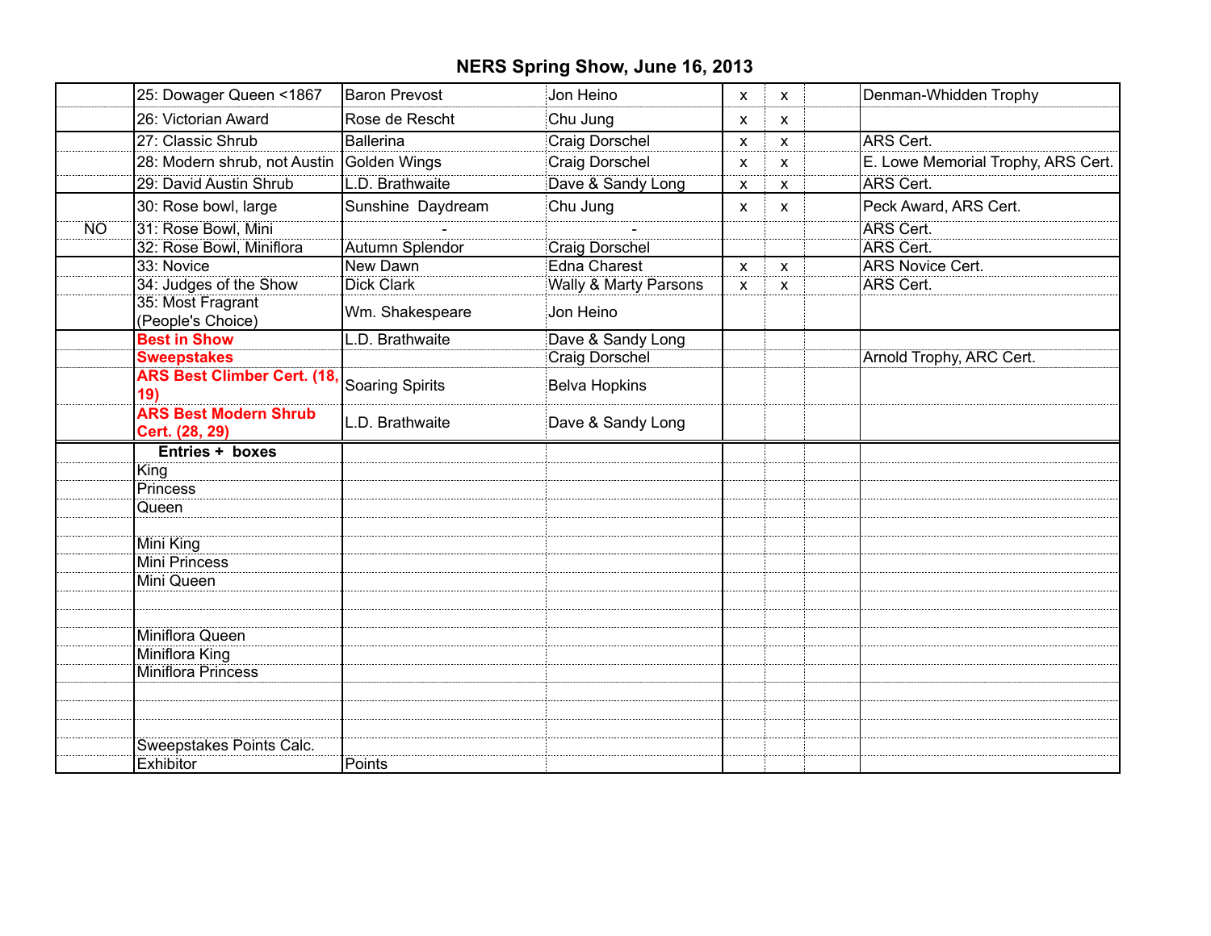# NERS Spring Show, June 16, 2013

| | | | | | | | |
|---|---|---|---|---|---|---|---|
| | 25: Dowager Queen <1867 | Baron Prevost | Jon Heino | x | x | | Denman-Whidden Trophy |
| | 26: Victorian Award | Rose de Rescht | Chu Jung | x | x | | |
| | 27: Classic Shrub | Ballerina | Craig Dorschel | x | x | | ARS Cert. |
| | 28: Modern shrub, not Austin | Golden Wings | Craig Dorschel | x | x | | E. Lowe Memorial Trophy, ARS Cert. |
| | 29: David Austin Shrub | L.D. Brathwaite | Dave & Sandy Long | x | x | | ARS Cert. |
| | 30: Rose bowl, large | Sunshine Daydream | Chu Jung | x | x | | Peck Award, ARS Cert. |
| NO | 31: Rose Bowl, Mini | - | - | | | | ARS Cert. |
| | 32: Rose Bowl, Miniflora | Autumn Splendor | Craig Dorschel | | | | ARS Cert. |
| | 33: Novice | New Dawn | Edna Charest | x | x | | ARS Novice Cert. |
| | 34: Judges of the Show | Dick Clark | Wally & Marty Parsons | x | x | | ARS Cert. |
| | 35: Most Fragrant (People's Choice) | Wm. Shakespeare | Jon Heino | | | | |
| | **Best in Show** | L.D. Brathwaite | Dave & Sandy Long | | | | |
| | **Sweepstakes** | | Craig Dorschel | | | | Arnold Trophy, ARC Cert. |
| | **ARS Best Climber Cert. (18, 19)** | Soaring Spirits | Belva Hopkins | | | | |
| | **ARS Best Modern Shrub Cert. (28, 29)** | L.D. Brathwaite | Dave & Sandy Long | | | | |
| | **Entries + boxes** | | | | | | |
| | King | | | | | | |
| | Princess | | | | | | |
| | Queen | | | | | | |
| | | | | | | | |
| | Mini King | | | | | | |
| | Mini Princess | | | | | | |
| | Mini Queen | | | | | | |
| | | | | | | | |
| | | | | | | | |
| | Miniflora Queen | | | | | | |
| | Miniflora King | | | | | | |
| | Miniflora Princess | | | | | | |
| | | | | | | | |
| | | | | | | | |
| | | | | | | | |
| | Sweepstakes Points Calc. | | | | | | |
| | Exhibitor | Points | | | | | |